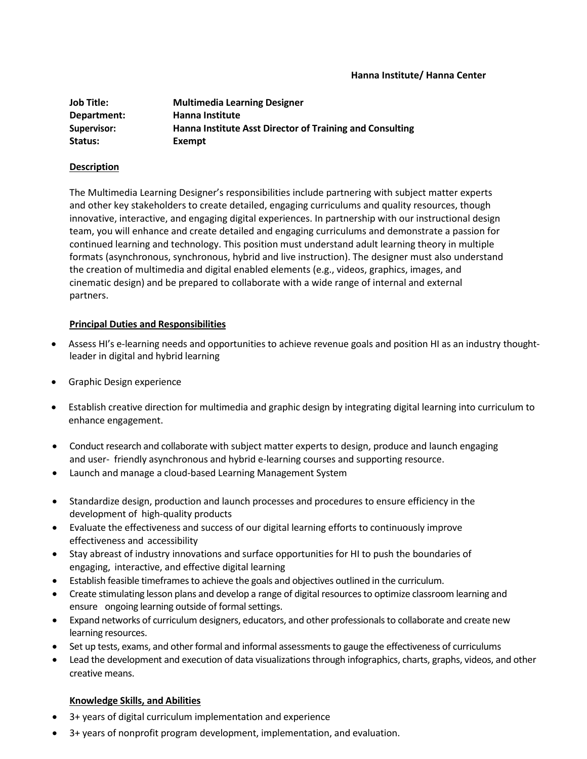**Hanna Institute/ Hanna Center**

| | |
|---|---|
| **Job Title:** | **Multimedia Learning Designer** |
| **Department:** | **Hanna Institute** |
| **Supervisor:** | **Hanna Institute Asst Director of Training and Consulting** |
| **Status:** | **Exempt** |

**Description**

The Multimedia Learning Designer's responsibilities include partnering with subject matter experts and other key stakeholders to create detailed, engaging curriculums and quality resources, though innovative, interactive, and engaging digital experiences. In partnership with our instructional design team, you will enhance and create detailed and engaging curriculums and demonstrate a passion for continued learning and technology. This position must understand adult learning theory in multiple formats (asynchronous, synchronous, hybrid and live instruction). The designer must also understand the creation of multimedia and digital enabled elements (e.g., videos, graphics, images, and cinematic design) and be prepared to collaborate with a wide range of internal and external partners.

**Principal Duties and Responsibilities**

- Assess HI's e-learning needs and opportunities to achieve revenue goals and position HI as an industry thought-leader in digital and hybrid learning
- Graphic Design experience
- Establish creative direction for multimedia and graphic design by integrating digital learning into curriculum to enhance engagement.
- Conduct research and collaborate with subject matter experts to design, produce and launch engaging and user- friendly asynchronous and hybrid e-learning courses and supporting resource.
- Launch and manage a cloud-based Learning Management System
- Standardize design, production and launch processes and procedures to ensure efficiency in the development of high-quality products
- Evaluate the effectiveness and success of our digital learning efforts to continuously improve effectiveness and accessibility
- Stay abreast of industry innovations and surface opportunities for HI to push the boundaries of engaging, interactive, and effective digital learning
- Establish feasible timeframes to achieve the goals and objectives outlined in the curriculum.
- Create stimulating lesson plans and develop a range of digital resources to optimize classroom learning and ensure ongoing learning outside of formal settings.
- Expand networks of curriculum designers, educators, and other professionals to collaborate and create new learning resources.
- Set up tests, exams, and other formal and informal assessments to gauge the effectiveness of curriculums
- Lead the development and execution of data visualizations through infographics, charts, graphs, videos, and other creative means.

**Knowledge Skills, and Abilities**

- 3+ years of digital curriculum implementation and experience
- 3+ years of nonprofit program development, implementation, and evaluation.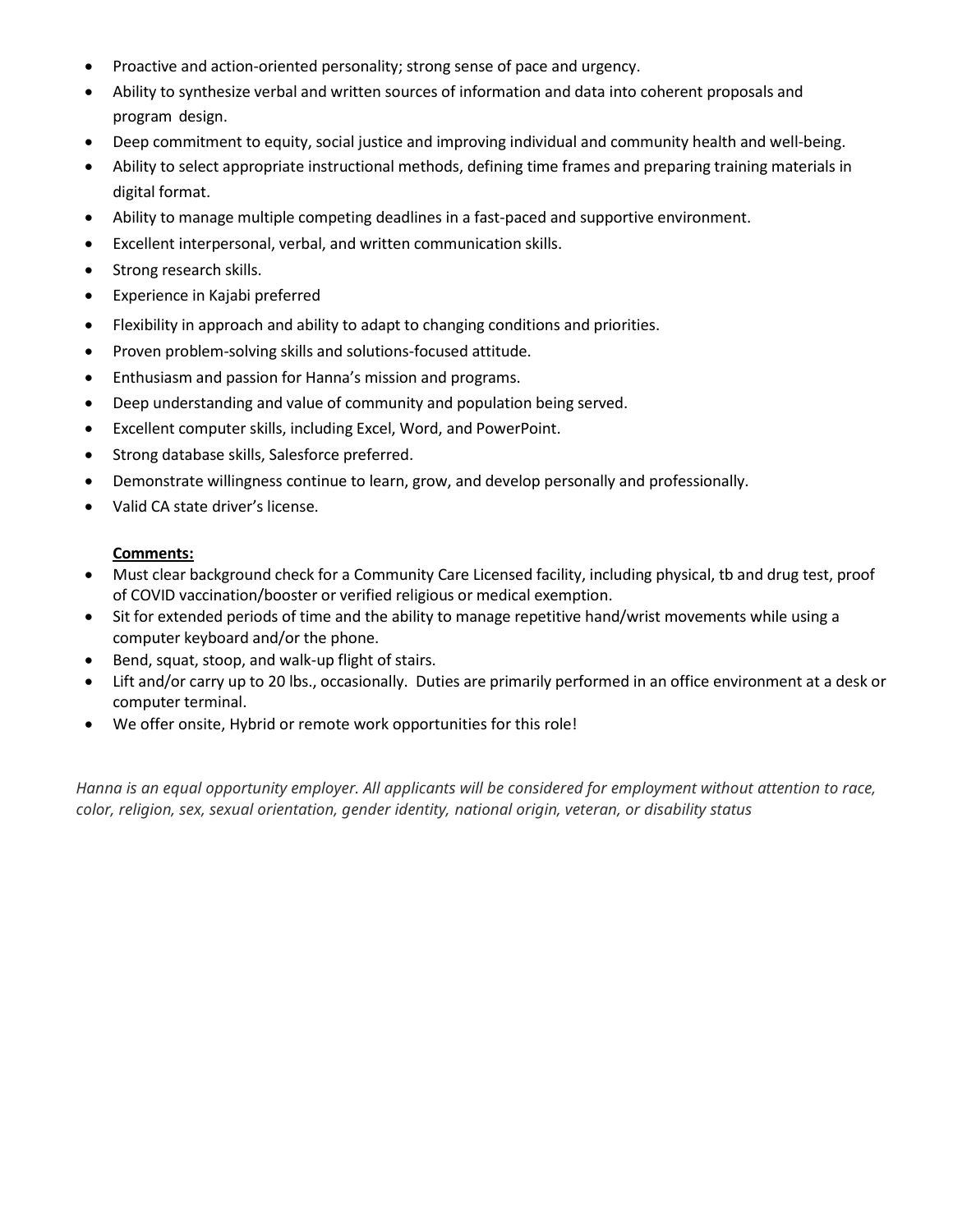- Proactive and action-oriented personality; strong sense of pace and urgency.
- Ability to synthesize verbal and written sources of information and data into coherent proposals and program design.
- Deep commitment to equity, social justice and improving individual and community health and well-being.
- Ability to select appropriate instructional methods, defining time frames and preparing training materials in digital format.
- Ability to manage multiple competing deadlines in a fast-paced and supportive environment.
- Excellent interpersonal, verbal, and written communication skills.
- Strong research skills.
- Experience in Kajabi preferred
- Flexibility in approach and ability to adapt to changing conditions and priorities.
- Proven problem-solving skills and solutions-focused attitude.
- Enthusiasm and passion for Hanna's mission and programs.
- Deep understanding and value of community and population being served.
- Excellent computer skills, including Excel, Word, and PowerPoint.
- Strong database skills, Salesforce preferred.
- Demonstrate willingness continue to learn, grow, and develop personally and professionally.
- Valid CA state driver's license.

**Comments:**

- Must clear background check for a Community Care Licensed facility, including physical, tb and drug test, proof of COVID vaccination/booster or verified religious or medical exemption.
- Sit for extended periods of time and the ability to manage repetitive hand/wrist movements while using a computer keyboard and/or the phone.
- Bend, squat, stoop, and walk-up flight of stairs.
- Lift and/or carry up to 20 lbs., occasionally. Duties are primarily performed in an office environment at a desk or computer terminal.
- We offer onsite, Hybrid or remote work opportunities for this role!

*Hanna is an equal opportunity employer. All applicants will be considered for employment without attention to race, color, religion, sex, sexual orientation, gender identity, national origin, veteran, or disability status*